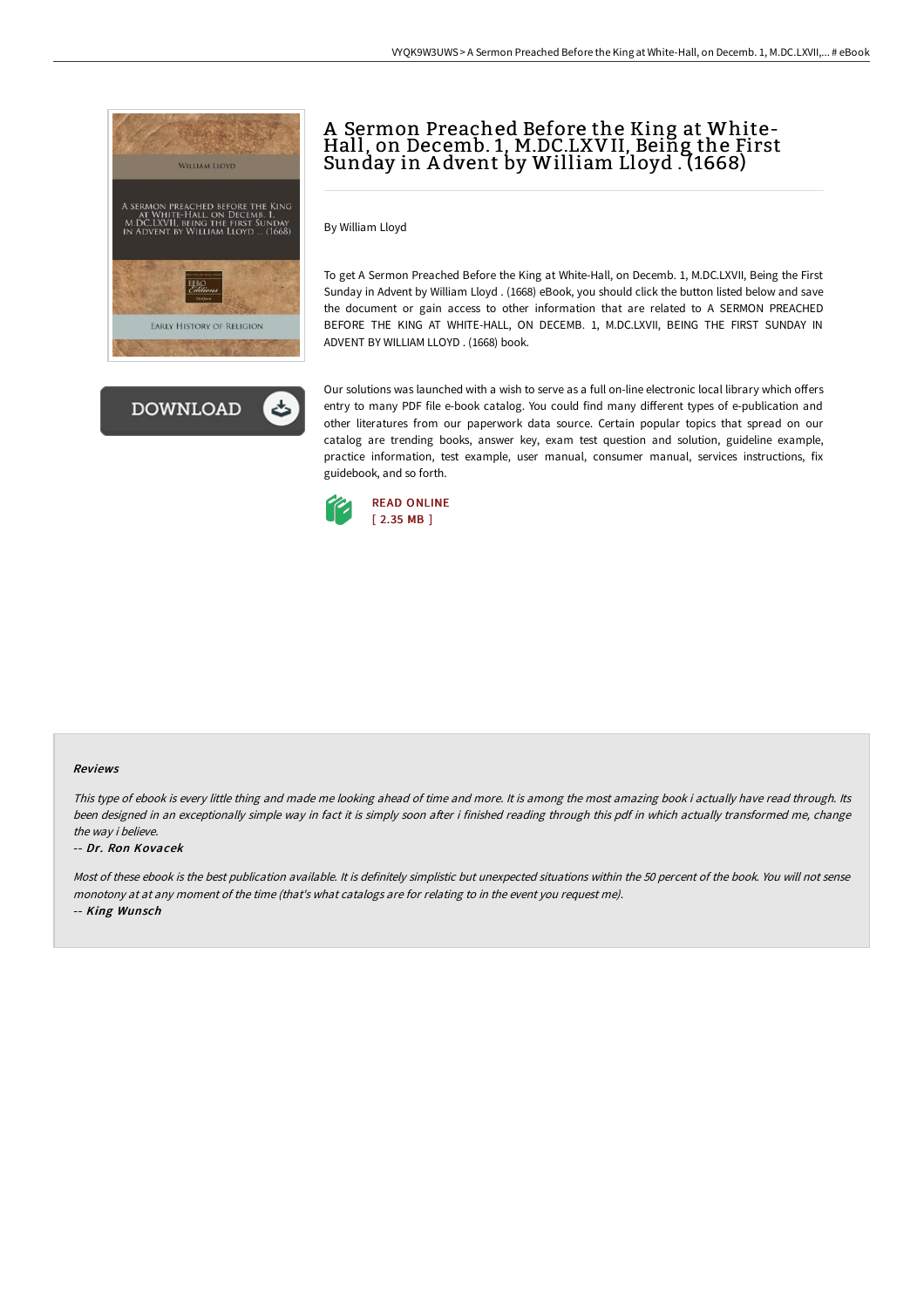# A Sermon Preached Before the King at White-Hall, on Decemb. 1, M.DC.LXVII, Being the First Sunday in Advent by William Lloyd . (1668)

By William Lloyd

To get A Sermon Preached Before the King at White-Hall, on Decemb. 1, M.DC.LXVII, Being the First Sunday in Advent by William Lloyd . (1668) eBook, you should click the button listed below and save the document or gain access to other information that are related to A SERMON PREACHED BEFORE THE KING AT WHITE-HALL, ON DECEMB. 1, M.DC.LXVII, BEING THE FIRST SUNDAY IN ADVENT BY WILLIAM LLOYD . (1668) book.

DOWNLOAD

Our solutions was launched with a wish to serve as a full on-line electronic local library which offers entry to many PDF file e-book catalog. You could find many different types of e-publication and other literatures from our paperwork data source. Certain popular topics that spread on our catalog are trending books, answer key, exam test question and solution, guideline example, practice information, test example, user manual, consumer manual, services instructions, fix guidebook, and so forth.

READ ONLINE
[ 2.35 MB ]

## Reviews

*This type of ebook is every little thing and made me looking ahead of time and more. It is among the most amazing book i actually have read through. Its been designed in an exceptionally simple way in fact it is simply soon after i finished reading through this pdf in which actually transformed me, change the way i believe.*

-- *Dr. Ron Kovacek*

*Most of these ebook is the best publication available. It is definitely simplistic but unexpected situations within the 50 percent of the book. You will not sense monotony at at any moment of the time (that's what catalogs are for relating to in the event you request me).*

-- *King Wunsch*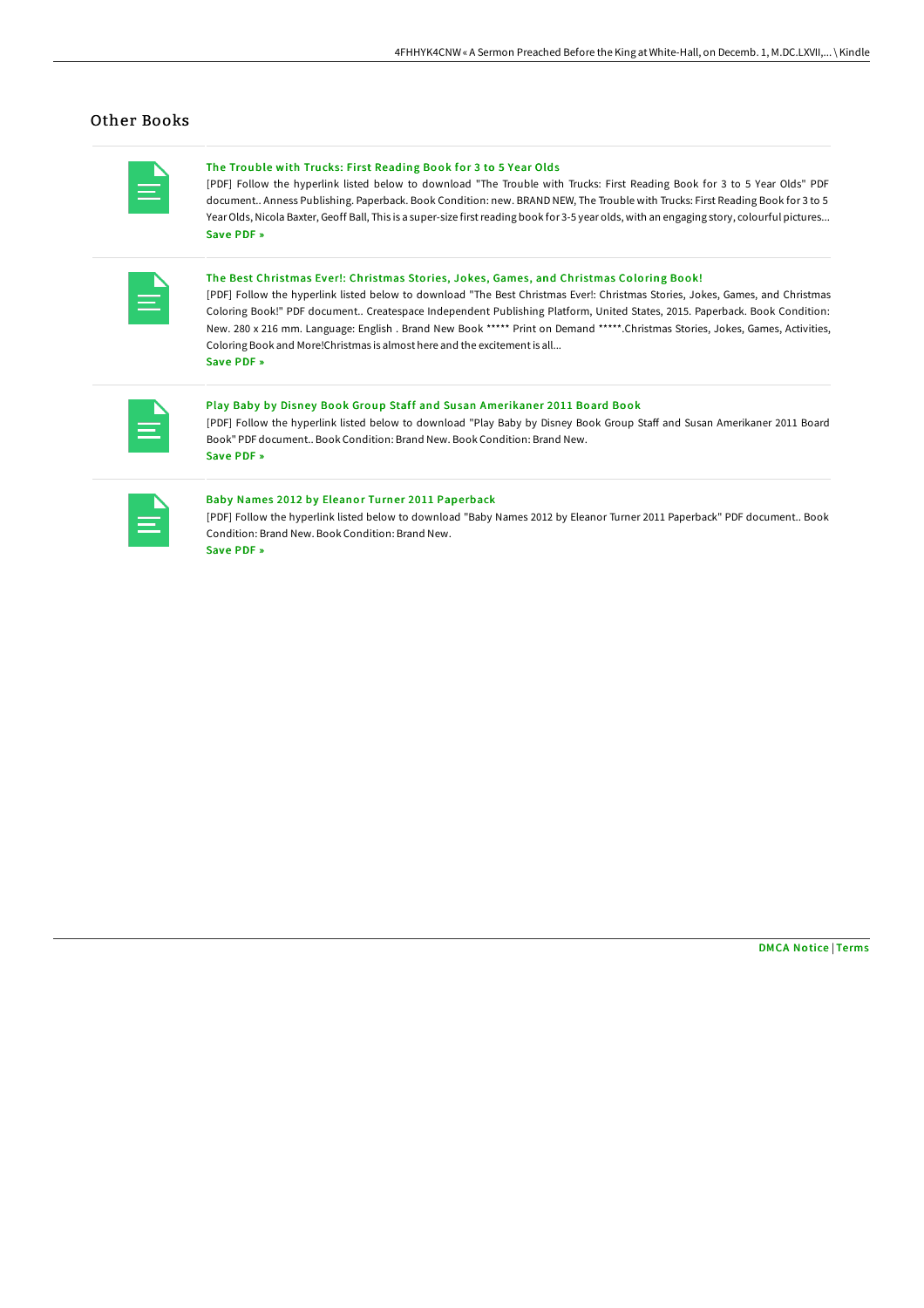## Other Books

### The Trouble with Trucks: First Reading Book for 3 to 5 Year Olds

[PDF] Follow the hyperlink listed below to download "The Trouble with Trucks: First Reading Book for 3 to 5 Year Olds" PDF document.. Anness Publishing. Paperback. Book Condition: new. BRAND NEW, The Trouble with Trucks: First Reading Book for 3 to 5 Year Olds, Nicola Baxter, Geoff Ball, This is a super-size first reading book for 3-5 year olds, with an engaging story, colourful pictures...
Save PDF »

### The Best Christmas Ever!: Christmas Stories, Jokes, Games, and Christmas Coloring Book!

[PDF] Follow the hyperlink listed below to download "The Best Christmas Ever!: Christmas Stories, Jokes, Games, and Christmas Coloring Book!" PDF document.. Createspace Independent Publishing Platform, United States, 2015. Paperback. Book Condition: New. 280 x 216 mm. Language: English . Brand New Book ***** Print on Demand *****.Christmas Stories, Jokes, Games, Activities, Coloring Book and More!Christmas is almost here and the excitement is all...
Save PDF »

### Play Baby by Disney Book Group Staff and Susan Amerikaner 2011 Board Book

[PDF] Follow the hyperlink listed below to download "Play Baby by Disney Book Group Staff and Susan Amerikaner 2011 Board Book" PDF document.. Book Condition: Brand New. Book Condition: Brand New.
Save PDF »

### Baby Names 2012 by Eleanor Turner 2011 Paperback

[PDF] Follow the hyperlink listed below to download "Baby Names 2012 by Eleanor Turner 2011 Paperback" PDF document.. Book Condition: Brand New. Book Condition: Brand New.
Save PDF »